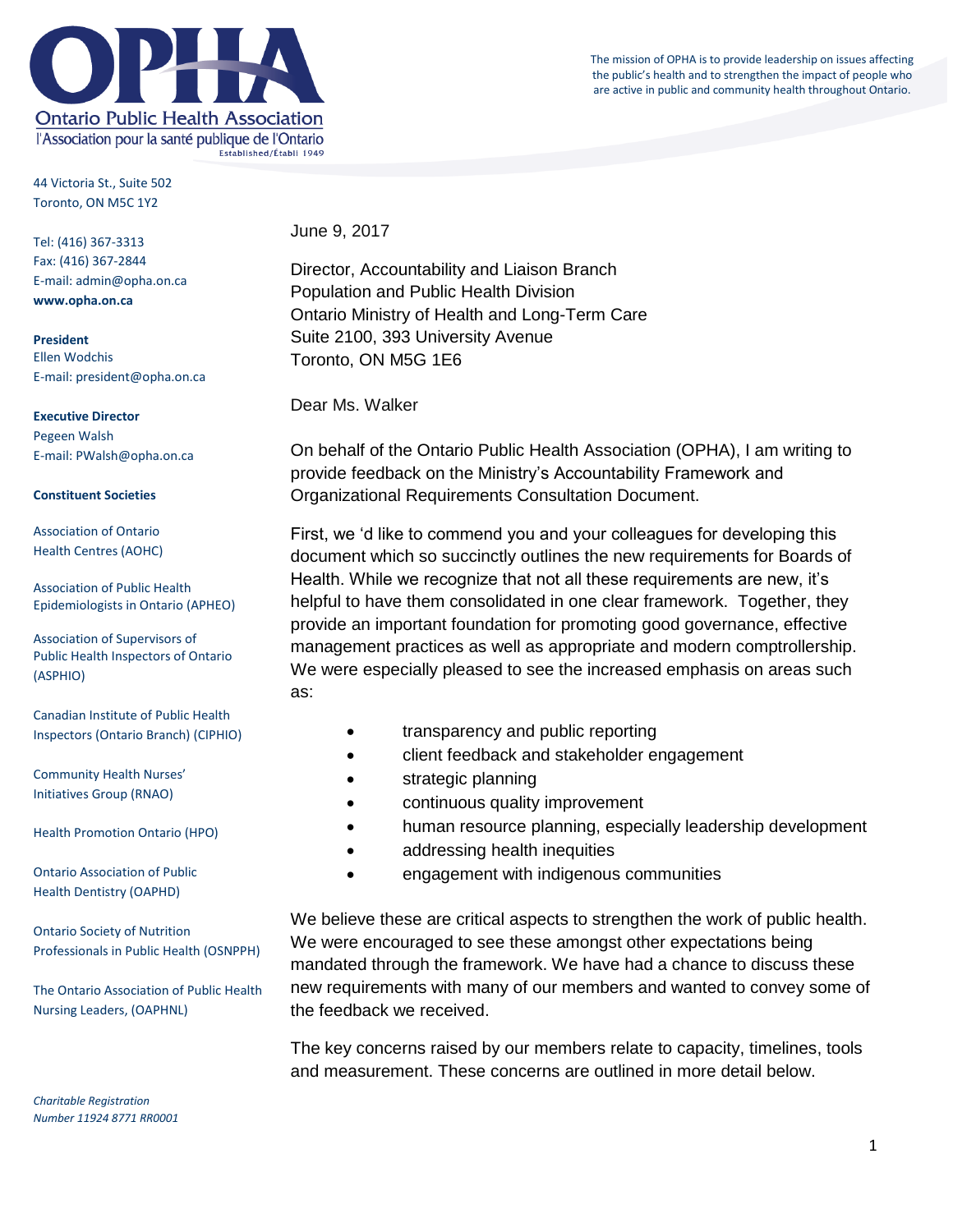# Ontario Public Health Association

l'Association pour la santé publique de l'Ontario

Established/Établi 1949

The mission of OPHA is to provide leadership on issues affecting the public's health and to strengthen the impact of people who are active in public and community health throughout Ontario.

44 Victoria St., Suite 502
Toronto, ON M5C 1Y2

Tel: (416) 367-3313
Fax: (416) 367-2844
E-mail: admin@opha.on.ca
**www.opha.on.ca**

**President**
Ellen Wodchis
E-mail: president@opha.on.ca

**Executive Director**
Pegeen Walsh
E-mail: PWalsh@opha.on.ca

**Constituent Societies**

Association of Ontario Health Centres (AOHC)

Association of Public Health Epidemiologists in Ontario (APHEO)

Association of Supervisors of Public Health Inspectors of Ontario (ASPHIO)

Canadian Institute of Public Health Inspectors (Ontario Branch) (CIPHIO)

Community Health Nurses' Initiatives Group (RNAO)

Health Promotion Ontario (HPO)

Ontario Association of Public Health Dentistry (OAPHD)

Ontario Society of Nutrition Professionals in Public Health (OSNPPH)

The Ontario Association of Public Health Nursing Leaders, (OAPHNL)

*Charitable Registration Number 11924 8771 RR0001*

June 9, 2017

Director, Accountability and Liaison Branch
Population and Public Health Division
Ontario Ministry of Health and Long-Term Care
Suite 2100, 393 University Avenue
Toronto, ON M5G 1E6

Dear Ms. Walker

On behalf of the Ontario Public Health Association (OPHA), I am writing to provide feedback on the Ministry's Accountability Framework and Organizational Requirements Consultation Document.

First, we 'd like to commend you and your colleagues for developing this document which so succinctly outlines the new requirements for Boards of Health. While we recognize that not all these requirements are new, it's helpful to have them consolidated in one clear framework. Together, they provide an important foundation for promoting good governance, effective management practices as well as appropriate and modern comptrollership. We were especially pleased to see the increased emphasis on areas such as:

- transparency and public reporting
- client feedback and stakeholder engagement
- strategic planning
- continuous quality improvement
- human resource planning, especially leadership development
- addressing health inequities
- engagement with indigenous communities

We believe these are critical aspects to strengthen the work of public health. We were encouraged to see these amongst other expectations being mandated through the framework. We have had a chance to discuss these new requirements with many of our members and wanted to convey some of the feedback we received.

The key concerns raised by our members relate to capacity, timelines, tools and measurement. These concerns are outlined in more detail below.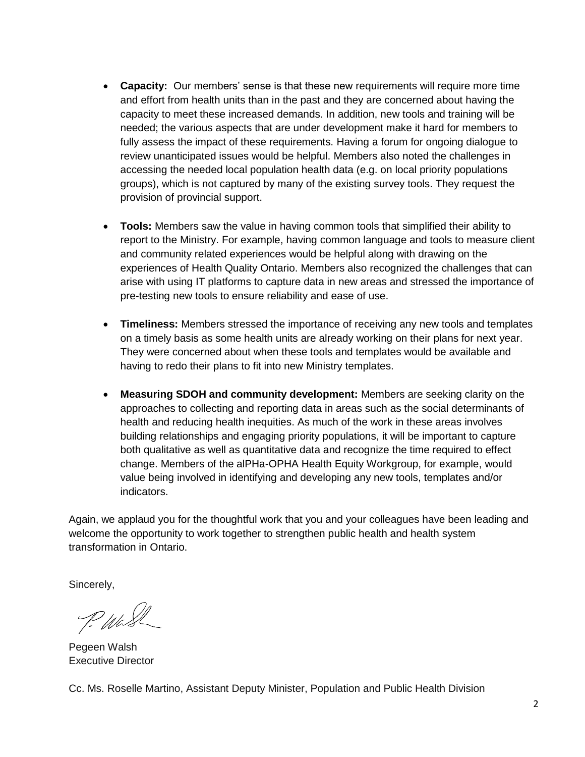- **Capacity:** Our members' sense is that these new requirements will require more time and effort from health units than in the past and they are concerned about having the capacity to meet these increased demands. In addition, new tools and training will be needed; the various aspects that are under development make it hard for members to fully assess the impact of these requirements. Having a forum for ongoing dialogue to review unanticipated issues would be helpful. Members also noted the challenges in accessing the needed local population health data (e.g. on local priority populations groups), which is not captured by many of the existing survey tools. They request the provision of provincial support.

- **Tools:** Members saw the value in having common tools that simplified their ability to report to the Ministry. For example, having common language and tools to measure client and community related experiences would be helpful along with drawing on the experiences of Health Quality Ontario. Members also recognized the challenges that can arise with using IT platforms to capture data in new areas and stressed the importance of pre-testing new tools to ensure reliability and ease of use.

- **Timeliness:** Members stressed the importance of receiving any new tools and templates on a timely basis as some health units are already working on their plans for next year. They were concerned about when these tools and templates would be available and having to redo their plans to fit into new Ministry templates.

- **Measuring SDOH and community development:** Members are seeking clarity on the approaches to collecting and reporting data in areas such as the social determinants of health and reducing health inequities. As much of the work in these areas involves building relationships and engaging priority populations, it will be important to capture both qualitative as well as quantitative data and recognize the time required to effect change. Members of the alPHa-OPHA Health Equity Workgroup, for example, would value being involved in identifying and developing any new tools, templates and/or indicators.

Again, we applaud you for the thoughtful work that you and your colleagues have been leading and welcome the opportunity to work together to strengthen public health and health system transformation in Ontario.

Sincerely,

Pegeen Walsh
Executive Director

Cc. Ms. Roselle Martino, Assistant Deputy Minister, Population and Public Health Division